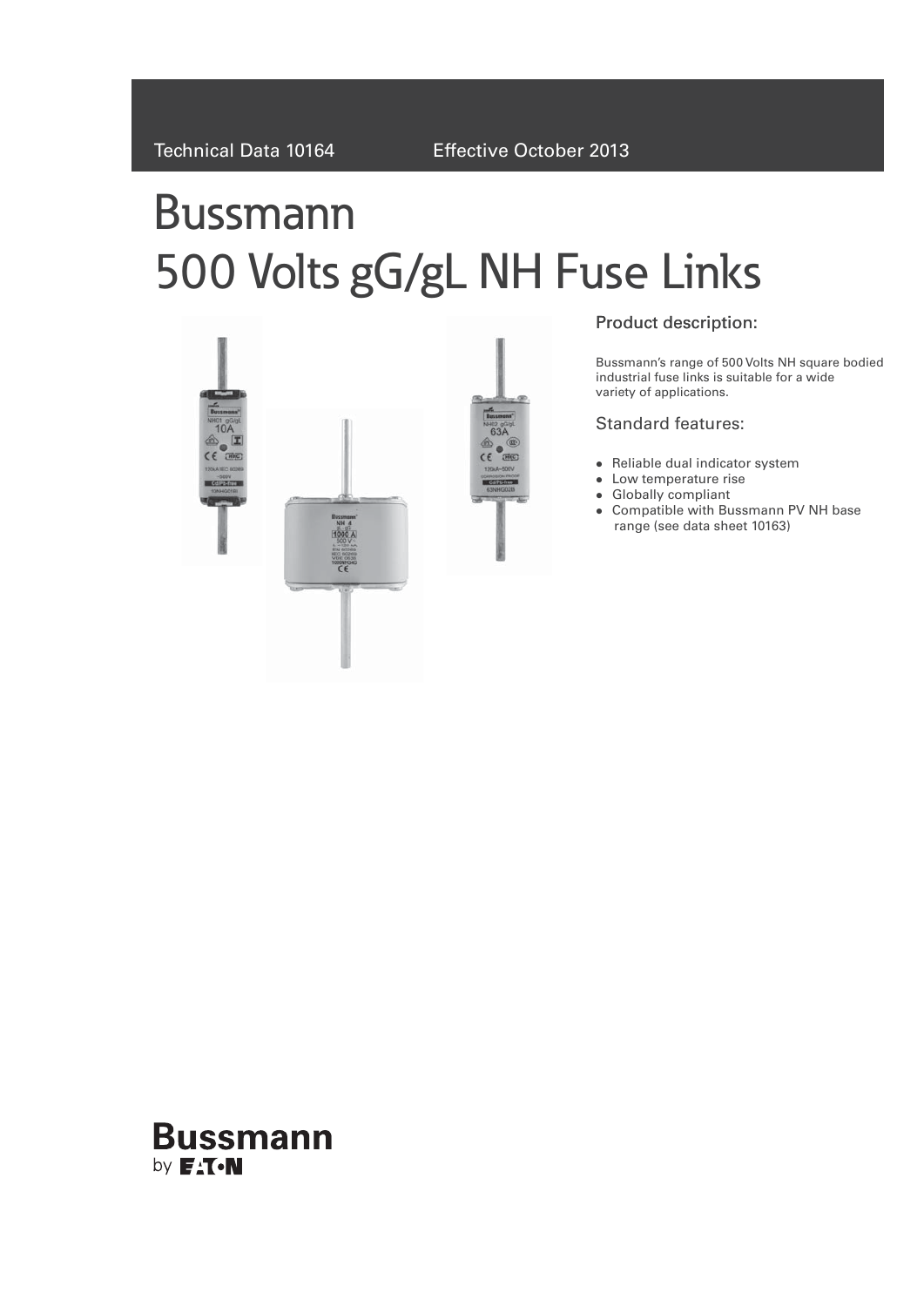Technical Data 10164 Effective October 2013

# Bussmann
# 500 Volts gG/gL NH Fuse Links

## Product description:

Bussmann's range of 500 Volts NH square bodied industrial fuse links is suitable for a wide variety of applications.

## Standard features:

- Reliable dual indicator system
- Low temperature rise
- Globally compliant
- Compatible with Bussmann PV NH base range (see data sheet 10163)

**Bussmann**
by EATON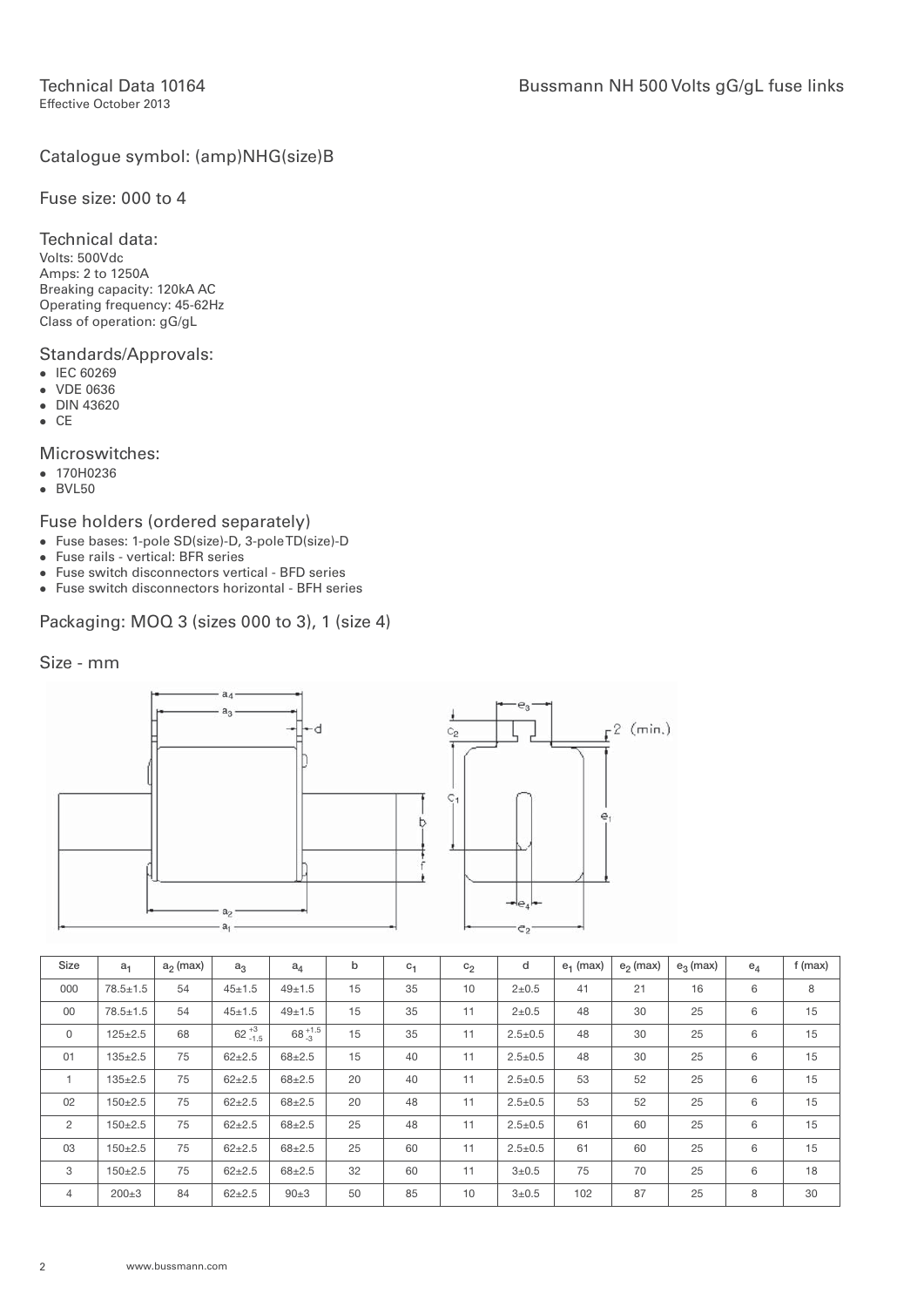Catalogue symbol: (amp)NHG(size)B

Fuse size: 000 to 4

## Technical data:

Volts: 500Vdc
Amps: 2 to 1250A
Breaking capacity: 120kA AC
Operating frequency: 45-62Hz
Class of operation: gG/gL

## Standards/Approvals:

- IEC 60269
- VDE 0636
- DIN 43620
- CE

## Microswitches:

- 170H0236
- BVL50

## Fuse holders (ordered separately)

- Fuse bases: 1-pole SD(size)-D, 3-pole TD(size)-D
- Fuse rails - vertical: BFR series
- Fuse switch disconnectors vertical - BFD series
- Fuse switch disconnectors horizontal - BFH series

## Packaging: MOQ 3 (sizes 000 to 3), 1 (size 4)

## Size - mm

| Size | $a_1$ | $a_2$ (max) | $a_3$ | $a_4$ | b | $c_1$ | $c_2$ | d | $e_1$ (max) | $e_2$ (max) | $e_3$ (max) | $e_4$ | f (max) |
|---|---|---|---|---|---|---|---|---|---|---|---|---|---|
| 000 | 78.5±1.5 | 54 | 45±1.5 | 49±1.5 | 15 | 35 | 10 | 2±0.5 | 41 | 21 | 16 | 6 | 8 |
| 00 | 78.5±1.5 | 54 | 45±1.5 | 49±1.5 | 15 | 35 | 11 | 2±0.5 | 48 | 30 | 25 | 6 | 15 |
| 0 | 125±2.5 | 68 | $62^{+3}_{-1.5}$ | $68^{+1.5}_{-3}$ | 15 | 35 | 11 | 2.5±0.5 | 48 | 30 | 25 | 6 | 15 |
| 01 | 135±2.5 | 75 | 62±2.5 | 68±2.5 | 15 | 40 | 11 | 2.5±0.5 | 48 | 30 | 25 | 6 | 15 |
| 1 | 135±2.5 | 75 | 62±2.5 | 68±2.5 | 20 | 40 | 11 | 2.5±0.5 | 53 | 52 | 25 | 6 | 15 |
| 02 | 150±2.5 | 75 | 62±2.5 | 68±2.5 | 20 | 48 | 11 | 2.5±0.5 | 53 | 52 | 25 | 6 | 15 |
| 2 | 150±2.5 | 75 | 62±2.5 | 68±2.5 | 25 | 48 | 11 | 2.5±0.5 | 61 | 60 | 25 | 6 | 15 |
| 03 | 150±2.5 | 75 | 62±2.5 | 68±2.5 | 25 | 60 | 11 | 2.5±0.5 | 61 | 60 | 25 | 6 | 15 |
| 3 | 150±2.5 | 75 | 62±2.5 | 68±2.5 | 32 | 60 | 11 | 3±0.5 | 75 | 70 | 25 | 6 | 18 |
| 4 | 200±3 | 84 | 62±2.5 | 90±3 | 50 | 85 | 10 | 3±0.5 | 102 | 87 | 25 | 8 | 30 |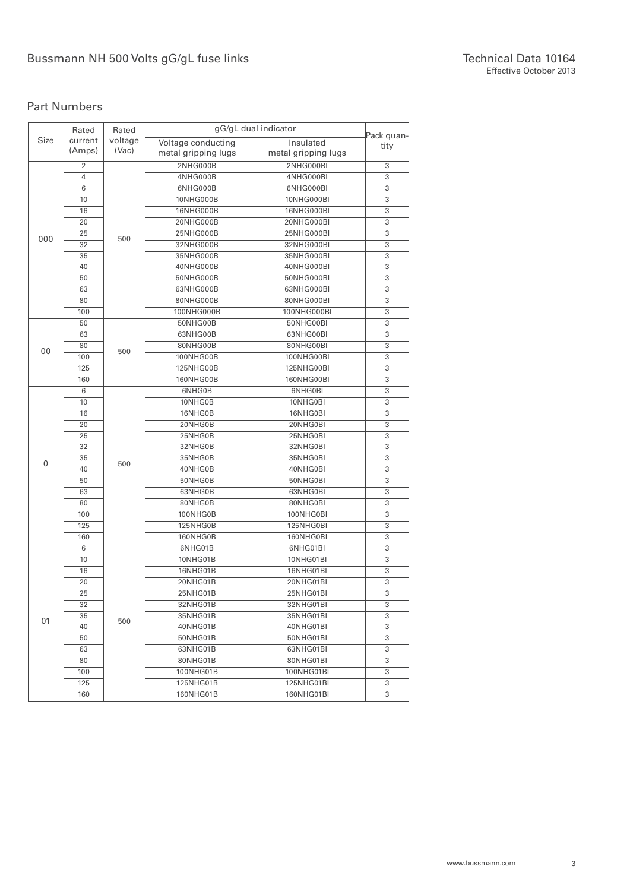## Part Numbers

| Size | Rated current (Amps) | Rated voltage (Vac) | gG/gL dual indicator | | Pack quantity |
|---|---|---|---|---|---|
| | | | Voltage conducting metal gripping lugs | Insulated metal gripping lugs | |
| 000 | 2 | 500 | 2NHG000B | 2NHG000BI | 3 |
| | 4 | | 4NHG000B | 4NHG000BI | 3 |
| | 6 | | 6NHG000B | 6NHG000BI | 3 |
| | 10 | | 10NHG000B | 10NHG000BI | 3 |
| | 16 | | 16NHG000B | 16NHG000BI | 3 |
| | 20 | | 20NHG000B | 20NHG000BI | 3 |
| | 25 | | 25NHG000B | 25NHG000BI | 3 |
| | 32 | | 32NHG000B | 32NHG000BI | 3 |
| | 35 | | 35NHG000B | 35NHG000BI | 3 |
| | 40 | | 40NHG000B | 40NHG000BI | 3 |
| | 50 | | 50NHG000B | 50NHG000BI | 3 |
| | 63 | | 63NHG000B | 63NHG000BI | 3 |
| | 80 | | 80NHG000B | 80NHG000BI | 3 |
| | 100 | | 100NHG000B | 100NHG000BI | 3 |
| 00 | 50 | 500 | 50NHG00B | 50NHG00BI | 3 |
| | 63 | | 63NHG00B | 63NHG00BI | 3 |
| | 80 | | 80NHG00B | 80NHG00BI | 3 |
| | 100 | | 100NHG00B | 100NHG00BI | 3 |
| | 125 | | 125NHG00B | 125NHG00BI | 3 |
| | 160 | | 160NHG00B | 160NHG00BI | 3 |
| 0 | 6 | 500 | 6NHG0B | 6NHG0BI | 3 |
| | 10 | | 10NHG0B | 10NHG0BI | 3 |
| | 16 | | 16NHG0B | 16NHG0BI | 3 |
| | 20 | | 20NHG0B | 20NHG0BI | 3 |
| | 25 | | 25NHG0B | 25NHG0BI | 3 |
| | 32 | | 32NHG0B | 32NHG0BI | 3 |
| | 35 | | 35NHG0B | 35NHG0BI | 3 |
| | 40 | | 40NHG0B | 40NHG0BI | 3 |
| | 50 | | 50NHG0B | 50NHG0BI | 3 |
| | 63 | | 63NHG0B | 63NHG0BI | 3 |
| | 80 | | 80NHG0B | 80NHG0BI | 3 |
| | 100 | | 100NHG0B | 100NHG0BI | 3 |
| | 125 | | 125NHG0B | 125NHG0BI | 3 |
| | 160 | | 160NHG0B | 160NHG0BI | 3 |
| 01 | 6 | 500 | 6NHG01B | 6NHG01BI | 3 |
| | 10 | | 10NHG01B | 10NHG01BI | 3 |
| | 16 | | 16NHG01B | 16NHG01BI | 3 |
| | 20 | | 20NHG01B | 20NHG01BI | 3 |
| | 25 | | 25NHG01B | 25NHG01BI | 3 |
| | 32 | | 32NHG01B | 32NHG01BI | 3 |
| | 35 | | 35NHG01B | 35NHG01BI | 3 |
| | 40 | | 40NHG01B | 40NHG01BI | 3 |
| | 50 | | 50NHG01B | 50NHG01BI | 3 |
| | 63 | | 63NHG01B | 63NHG01BI | 3 |
| | 80 | | 80NHG01B | 80NHG01BI | 3 |
| | 100 | | 100NHG01B | 100NHG01BI | 3 |
| | 125 | | 125NHG01B | 125NHG01BI | 3 |
| | 160 | | 160NHG01B | 160NHG01BI | 3 |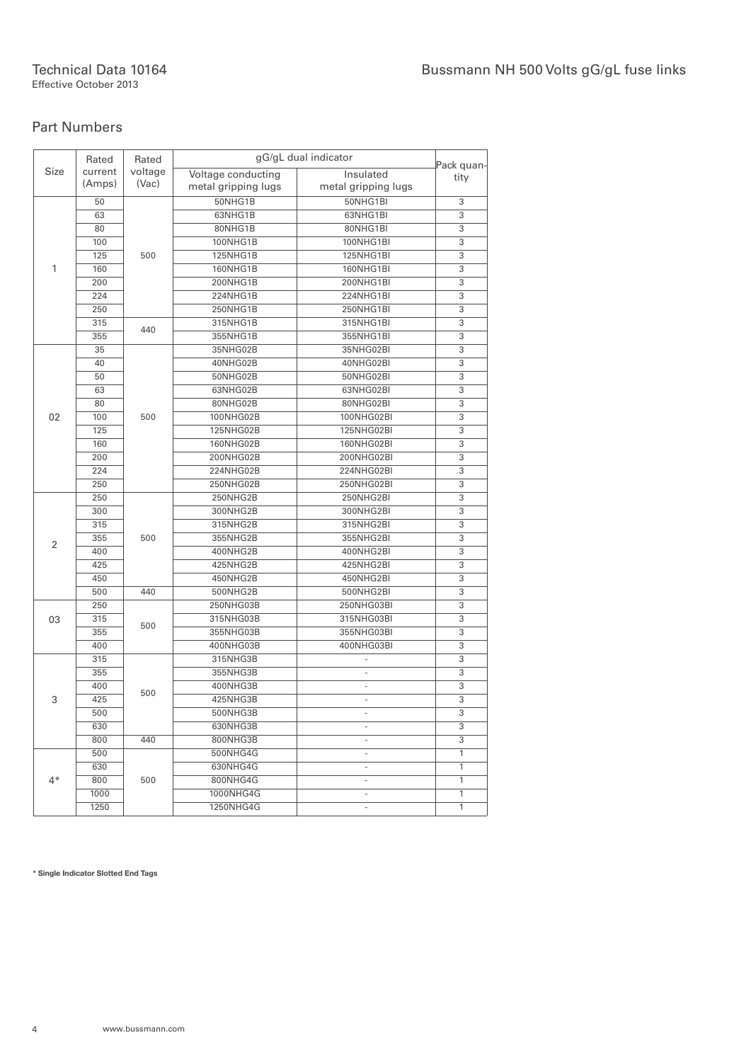## Part Numbers

| Size | Rated current (Amps) | Rated voltage (Vac) | gG/gL dual indicator | | Pack quantity |
|---|---|---|---|---|---|
| | | | Voltage conducting metal gripping lugs | Insulated metal gripping lugs | |
| 1 | 50 | 500 | 50NHG1B | 50NHG1BI | 3 |
| | 63 | | 63NHG1B | 63NHG1BI | 3 |
| | 80 | | 80NHG1B | 80NHG1BI | 3 |
| | 100 | | 100NHG1B | 100NHG1BI | 3 |
| | 125 | | 125NHG1B | 125NHG1BI | 3 |
| | 160 | | 160NHG1B | 160NHG1BI | 3 |
| | 200 | | 200NHG1B | 200NHG1BI | 3 |
| | 224 | | 224NHG1B | 224NHG1BI | 3 |
| | 250 | | 250NHG1B | 250NHG1BI | 3 |
| | 315 | 440 | 315NHG1B | 315NHG1BI | 3 |
| | 355 | | 355NHG1B | 355NHG1BI | 3 |
| 02 | 35 | 500 | 35NHG02B | 35NHG02BI | 3 |
| | 40 | | 40NHG02B | 40NHG02BI | 3 |
| | 50 | | 50NHG02B | 50NHG02BI | 3 |
| | 63 | | 63NHG02B | 63NHG02BI | 3 |
| | 80 | | 80NHG02B | 80NHG02BI | 3 |
| | 100 | | 100NHG02B | 100NHG02BI | 3 |
| | 125 | | 125NHG02B | 125NHG02BI | 3 |
| | 160 | | 160NHG02B | 160NHG02BI | 3 |
| | 200 | | 200NHG02B | 200NHG02BI | 3 |
| | 224 | | 224NHG02B | 224NHG02BI | 3 |
| | 250 | | 250NHG02B | 250NHG02BI | 3 |
| 2 | 250 | 500 | 250NHG2B | 250NHG2BI | 3 |
| | 300 | | 300NHG2B | 300NHG2BI | 3 |
| | 315 | | 315NHG2B | 315NHG2BI | 3 |
| | 355 | | 355NHG2B | 355NHG2BI | 3 |
| | 400 | | 400NHG2B | 400NHG2BI | 3 |
| | 425 | | 425NHG2B | 425NHG2BI | 3 |
| | 450 | | 450NHG2B | 450NHG2BI | 3 |
| | 500 | 440 | 500NHG2B | 500NHG2BI | 3 |
| 03 | 250 | 500 | 250NHG03B | 250NHG03BI | 3 |
| | 315 | | 315NHG03B | 315NHG03BI | 3 |
| | 355 | | 355NHG03B | 355NHG03BI | 3 |
| | 400 | | 400NHG03B | 400NHG03BI | 3 |
| 3 | 315 | 500 | 315NHG3B | - | 3 |
| | 355 | | 355NHG3B | - | 3 |
| | 400 | | 400NHG3B | - | 3 |
| | 425 | | 425NHG3B | - | 3 |
| | 500 | | 500NHG3B | - | 3 |
| | 630 | | 630NHG3B | - | 3 |
| | 800 | 440 | 800NHG3B | - | 3 |
| 4* | 500 | 500 | 500NHG4G | - | 1 |
| | 630 | | 630NHG4G | - | 1 |
| | 800 | | 800NHG4G | - | 1 |
| | 1000 | | 1000NHG4G | - | 1 |
| | 1250 | | 1250NHG4G | - | 1 |

**\* Single Indicator Slotted End Tags**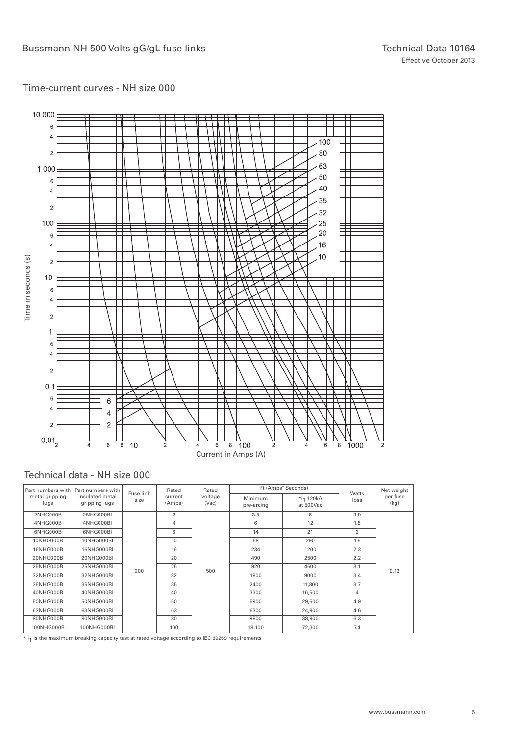## Time-current curves - NH size 000

Time in seconds (s)

10 000
6
4
2
1 000
6
4
2
100
6
4
2
10
6
4
2
1
6
4
2
0.1
6
4
2
0.01

2 4 6 8 10 2 4 6 8 100 2 4 6 8 1000 2

Current in Amps (A)

100
80
63
50
40
35
32
25
20
16
10

6
4
2

## Technical data - NH size 000

| Part numbers with metal gripping lugs | Part numbers with insulated metal gripping lugs | Fuse link size | Rated current (Amps) | Rated voltage (Vac) | I²t (Amps² Seconds) | | Watts loss | Net weight per fuse (kg) |
|---|---|---|---|---|---|---|---|---|
| | | | | | Minimum pre-arcing | *$I_1$ 120kA at 500Vac | | |
| 2NHG000B | 2NHG000BI | 000 | 2 | 500 | 3.5 | 6 | 3.9 | 0.13 |
| 4NHG000B | 4NHG000BI | | 4 | | 6 | 12 | 1.8 | |
| 6NHG000B | 6NHG000BI | | 6 | | 14 | 21 | 2 | |
| 10NHG000B | 10NHG000BI | | 10 | | 58 | 290 | 1.5 | |
| 16NHG000B | 16NHG000BI | | 16 | | 234 | 1200 | 2.3 | |
| 20NHG000B | 20NHG000BI | | 20 | | 490 | 2500 | 2.2 | |
| 25NHG000B | 25NHG000BI | | 25 | | 920 | 4600 | 3.1 | |
| 32NHG000B | 32NHG000BI | | 32 | | 1800 | 9000 | 3.4 | |
| 35NHG000B | 35NHG000BI | | 35 | | 2400 | 11,800 | 3.7 | |
| 40NHG000B | 40NHG000BI | | 40 | | 3300 | 16,500 | 4 | |
| 50NHG000B | 50NHG000BI | | 50 | | 5900 | 29,500 | 4.9 | |
| 63NHG000B | 63NHG000BI | | 63 | | 6300 | 24,900 | 4.6 | |
| 80NHG000B | 80NHG000BI | | 80 | | 9800 | 38,900 | 6.3 | |
| 100NHG000B | 100NHG000BI | | 100 | | 18,100 | 72,300 | 7.4 | |

* $I_1$ is the maximum breaking capacity test at rated voltage according to IEC 60269 requirements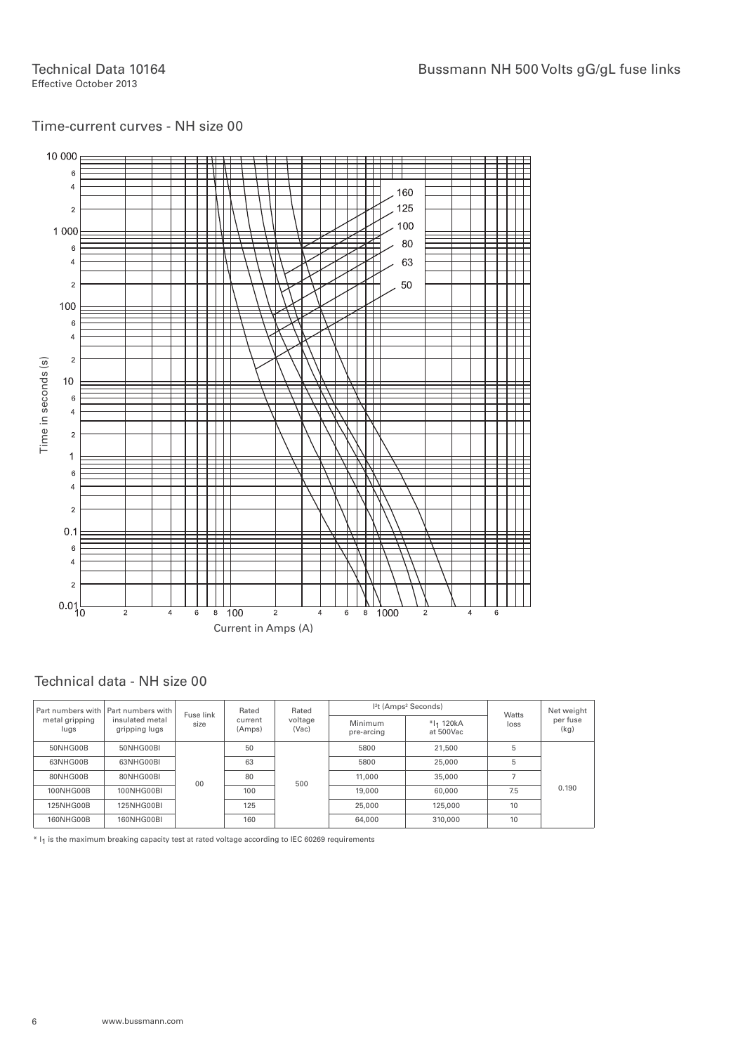## Time-current curves - NH size 00

10 000
6
4
2
1 000
6
4
2
100
6
4
2
10
6
4
2
1
6
4
2
0.1
6
4
2
0.01

Time in seconds (s)

10 2 4 6 8 100 2 4 6 8 1000 2 4 6

Current in Amps (A)

160
125
100
80
63
50

## Technical data - NH size 00

| Part numbers with metal gripping lugs | Part numbers with insulated metal gripping lugs | Fuse link size | Rated current (Amps) | Rated voltage (Vac) | I²t (Amps² Seconds) | | Watts loss | Net weight per fuse (kg) |
|---|---|---|---|---|---|---|---|---|
| | | | | | Minimum pre-arcing | $*I_1$ 120kA at 500Vac | | |
| 50NHG00B | 50NHG00BI | 00 | 50 | 500 | 5800 | 21,500 | 5 | 0.190 |
| 63NHG00B | 63NHG00BI | | 63 | | 5800 | 25,000 | 5 | |
| 80NHG00B | 80NHG00BI | | 80 | | 11,000 | 35,000 | 7 | |
| 100NHG00B | 100NHG00BI | | 100 | | 19,000 | 60,000 | 7.5 | |
| 125NHG00B | 125NHG00BI | | 125 | | 25,000 | 125,000 | 10 | |
| 160NHG00B | 160NHG00BI | | 160 | | 64,000 | 310,000 | 10 | |

\* $I_1$ is the maximum breaking capacity test at rated voltage according to IEC 60269 requirements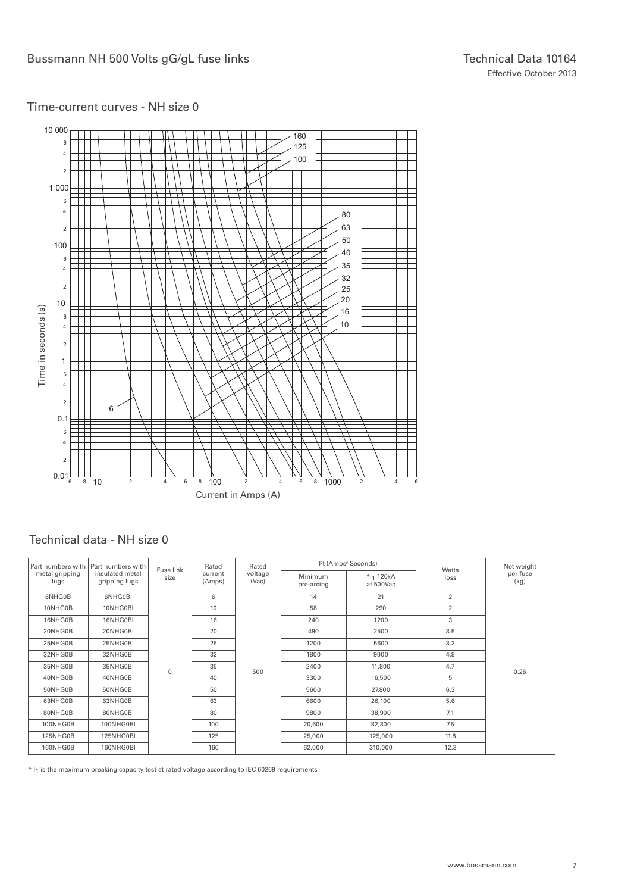## Time-current curves - NH size 0

Time in seconds (s)

10 000, 1 000, 100, 10, 1, 0.1, 0.01

Current in Amps (A)

6, 8, 10, 2, 4, 6, 8, 100, 2, 4, 6, 8, 1000, 2, 4, 6

160, 125, 100, 80, 63, 50, 40, 35, 32, 25, 20, 16, 10, 6

## Technical data - NH size 0

| Part numbers with metal gripping lugs | Part numbers with insulated metal gripping lugs | Fuse link size | Rated current (Amps) | Rated voltage (Vac) | I²t (Amps² Seconds) Minimum pre-arcing | I²t (Amps² Seconds) *$I_1$ 120kA at 500Vac | Watts loss | Net weight per fuse (kg) |
|---|---|---|---|---|---|---|---|---|
| 6NHG0B | 6NHG0BI | 0 | 6 | 500 | 14 | 21 | 2 | 0.26 |
| 10NHG0B | 10NHG0BI | | 10 | | 58 | 290 | 2 | |
| 16NHG0B | 16NHG0BI | | 16 | | 240 | 1200 | 3 | |
| 20NHG0B | 20NHG0BI | | 20 | | 490 | 2500 | 3.5 | |
| 25NHG0B | 25NHG0BI | | 25 | | 1200 | 5600 | 3.2 | |
| 32NHG0B | 32NHG0BI | | 32 | | 1800 | 9000 | 4.8 | |
| 35NHG0B | 35NHG0BI | | 35 | | 2400 | 11,800 | 4.7 | |
| 40NHG0B | 40NHG0BI | | 40 | | 3300 | 16,500 | 5 | |
| 50NHG0B | 50NHG0BI | | 50 | | 5600 | 27,800 | 6.3 | |
| 63NHG0B | 63NHG0BI | | 63 | | 6600 | 26,100 | 5.6 | |
| 80NHG0B | 80NHG0BI | | 80 | | 9800 | 38,900 | 7.1 | |
| 100NHG0B | 100NHG0BI | | 100 | | 20,600 | 82,300 | 7.5 | |
| 125NHG0B | 125NHG0BI | | 125 | | 25,000 | 125,000 | 11.8 | |
| 160NHG0B | 160NHG0BI | | 160 | | 62,000 | 310,000 | 12.3 | |

* $I_1$ is the maximum breaking capacity test at rated voltage according to IEC 60269 requirements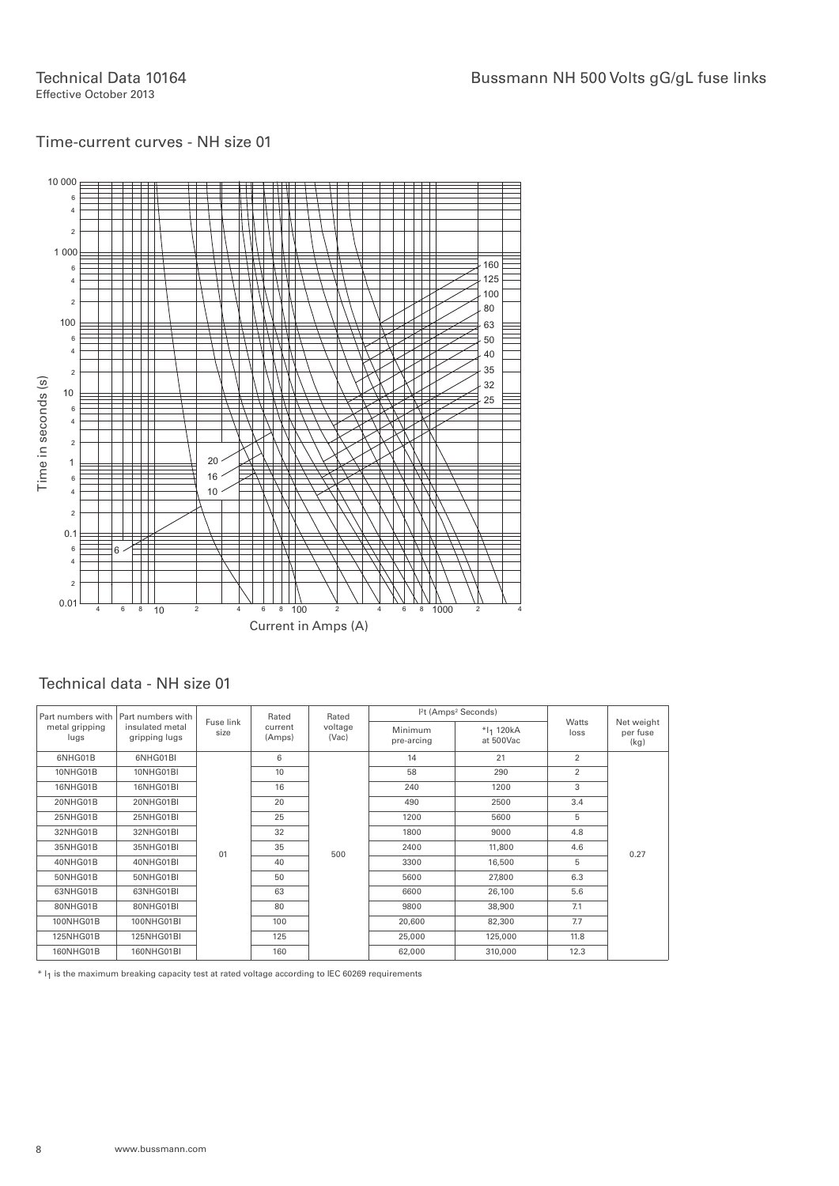## Time-current curves - NH size 01

Time in seconds (s)

10 000
6
4
2
1 000
6
4
2
100
6
4
2
10
6
4
2
1
6
4
2
0.1
6
4
2
0.01

4 6 8 10 2 4 6 8 100 2 4 6 8 1000 2 4

Current in Amps (A)

160
125
100
80
63
50
40
35
32
25
20
16
10
6

## Technical data - NH size 01

| Part numbers with metal gripping lugs | Part numbers with insulated metal gripping lugs | Fuse link size | Rated current (Amps) | Rated voltage (Vac) | $I^2t$ (Amps² Seconds) | | Watts loss | Net weight per fuse (kg) |
|---|---|---|---|---|---|---|---|---|
| | | | | | Minimum pre-arcing | *$I_1$ 120kA at 500Vac | | |
| 6NHG01B | 6NHG01BI | 01 | 6 | 500 | 14 | 21 | 2 | 0.27 |
| 10NHG01B | 10NHG01BI | | 10 | | 58 | 290 | 2 | |
| 16NHG01B | 16NHG01BI | | 16 | | 240 | 1200 | 3 | |
| 20NHG01B | 20NHG01BI | | 20 | | 490 | 2500 | 3.4 | |
| 25NHG01B | 25NHG01BI | | 25 | | 1200 | 5600 | 5 | |
| 32NHG01B | 32NHG01BI | | 32 | | 1800 | 9000 | 4.8 | |
| 35NHG01B | 35NHG01BI | | 35 | | 2400 | 11,800 | 4.6 | |
| 40NHG01B | 40NHG01BI | | 40 | | 3300 | 16,500 | 5 | |
| 50NHG01B | 50NHG01BI | | 50 | | 5600 | 27,800 | 6.3 | |
| 63NHG01B | 63NHG01BI | | 63 | | 6600 | 26,100 | 5.6 | |
| 80NHG01B | 80NHG01BI | | 80 | | 9800 | 38,900 | 7.1 | |
| 100NHG01B | 100NHG01BI | | 100 | | 20,600 | 82,300 | 7.7 | |
| 125NHG01B | 125NHG01BI | | 125 | | 25,000 | 125,000 | 11.8 | |
| 160NHG01B | 160NHG01BI | | 160 | | 62,000 | 310,000 | 12.3 | |

* $I_1$ is the maximum breaking capacity test at rated voltage according to IEC 60269 requirements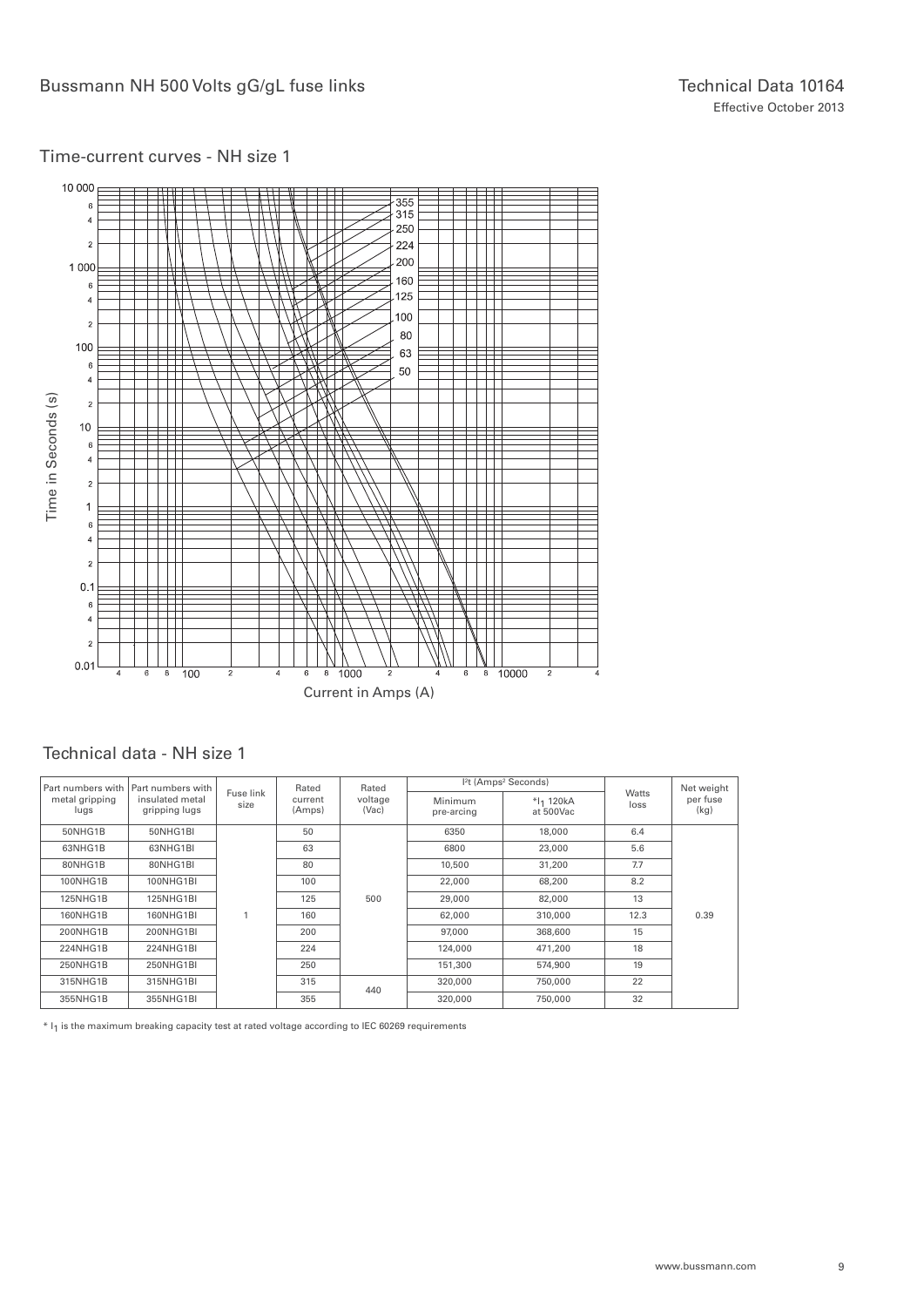## Time-current curves - NH size 1

10 000
6
4
2
1 000
6
4
2
100
6
4
2
10
6
4
2
1
6
4
2
0.1
6
4
2
0.01

Time in Seconds (s)

4 6 8 100 2 4 6 8 1000 2 4 6 8 10000 2 4

Current in Amps (A)

355
315
250
224
200
160
125
100
80
63
50

## Technical data - NH size 1

| Part numbers with metal gripping lugs | Part numbers with insulated metal gripping lugs | Fuse link size | Rated current (Amps) | Rated voltage (Vac) | $I^2t$ (Amps² Seconds) | | Watts loss | Net weight per fuse (kg) |
|---|---|---|---|---|---|---|---|---|
| | | | | | Minimum pre-arcing | $^*I_1$ 120kA at 500Vac | | |
| 50NHG1B | 50NHG1BI | 1 | 50 | 500 | 6350 | 18,000 | 6.4 | 0.39 |
| 63NHG1B | 63NHG1BI | | 63 | | 6800 | 23,000 | 5.6 | |
| 80NHG1B | 80NHG1BI | | 80 | | 10,500 | 31,200 | 7.7 | |
| 100NHG1B | 100NHG1BI | | 100 | | 22,000 | 68,200 | 8.2 | |
| 125NHG1B | 125NHG1BI | | 125 | | 29,000 | 82,000 | 13 | |
| 160NHG1B | 160NHG1BI | | 160 | | 62,000 | 310,000 | 12.3 | |
| 200NHG1B | 200NHG1BI | | 200 | | 97,000 | 368,600 | 15 | |
| 224NHG1B | 224NHG1BI | | 224 | | 124,000 | 471,200 | 18 | |
| 250NHG1B | 250NHG1BI | | 250 | | 151,300 | 574,900 | 19 | |
| 315NHG1B | 315NHG1BI | | 315 | 440 | 320,000 | 750,000 | 22 | |
| 355NHG1B | 355NHG1BI | | 355 | | 320,000 | 750,000 | 32 | |

* $I_1$ is the maximum breaking capacity test at rated voltage according to IEC 60269 requirements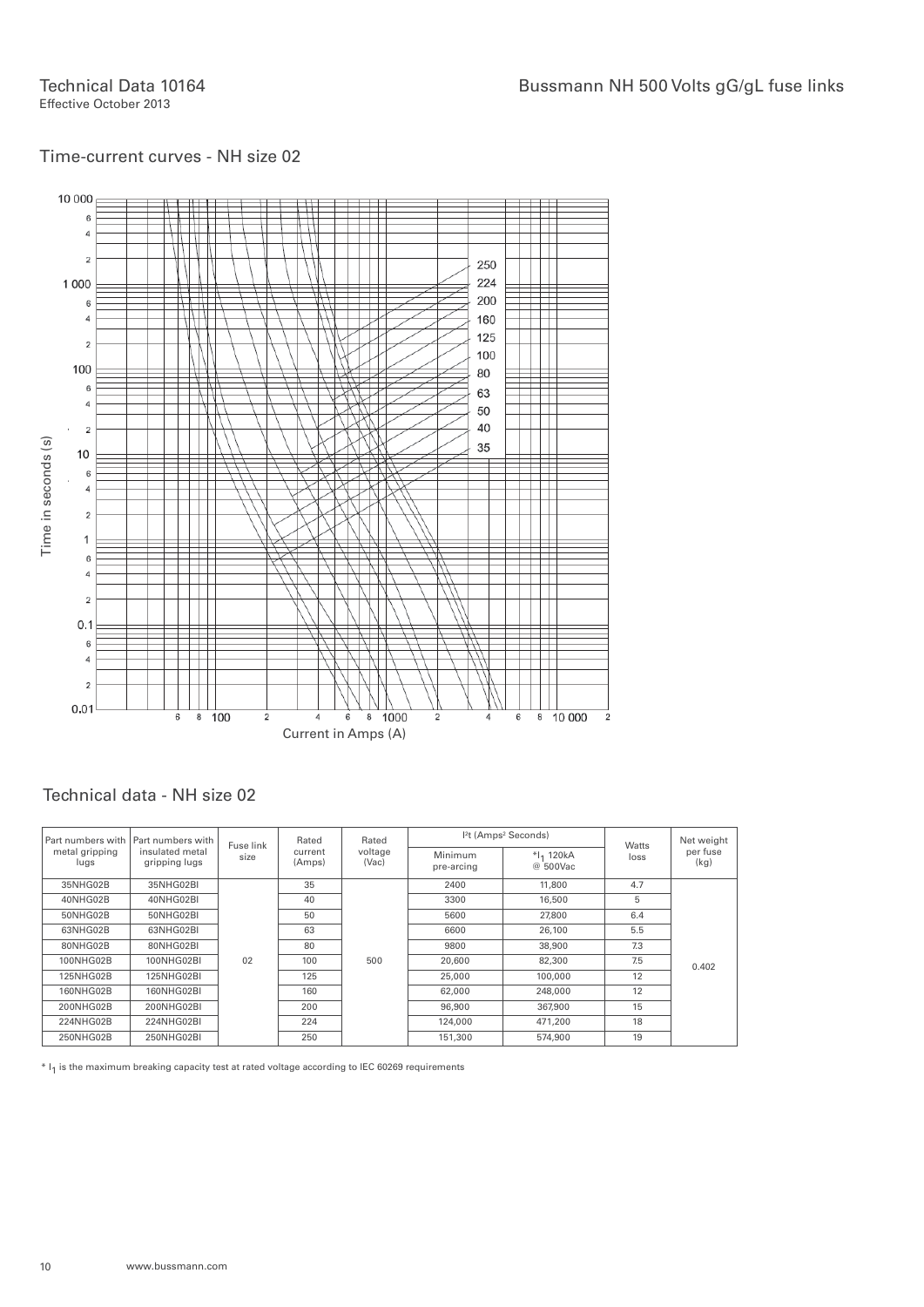## Time-current curves - NH size 02

10 000
6
4
2
1 000
6
4
2
100
6
4
2
10
6
4
2
1
6
4
2
0.1
6
4
2
0.01

Time in seconds (s)

250
224
200
160
125
100
80
63
50
40
35

6 8 100 2 4 6 8 1000 2 4 6 8 10 000 2

Current in Amps (A)

## Technical data - NH size 02

| Part numbers with metal gripping lugs | Part numbers with insulated metal gripping lugs | Fuse link size | Rated current (Amps) | Rated voltage (Vac) | $I^2t$ (Amps² Seconds) | | Watts loss | Net weight per fuse (kg) |
|---|---|---|---|---|---|---|---|---|
| | | | | | Minimum pre-arcing | $*I_1$ 120kA @ 500Vac | | |
| 35NHG02B | 35NHG02BI | 02 | 35 | 500 | 2400 | 11,800 | 4.7 | 0.402 |
| 40NHG02B | 40NHG02BI | | 40 | | 3300 | 16,500 | 5 | |
| 50NHG02B | 50NHG02BI | | 50 | | 5600 | 27,800 | 6.4 | |
| 63NHG02B | 63NHG02BI | | 63 | | 6600 | 26,100 | 5.5 | |
| 80NHG02B | 80NHG02BI | | 80 | | 9800 | 38,900 | 7.3 | |
| 100NHG02B | 100NHG02BI | | 100 | | 20,600 | 82,300 | 7.5 | |
| 125NHG02B | 125NHG02BI | | 125 | | 25,000 | 100,000 | 12 | |
| 160NHG02B | 160NHG02BI | | 160 | | 62,000 | 248,000 | 12 | |
| 200NHG02B | 200NHG02BI | | 200 | | 96,900 | 367,900 | 15 | |
| 224NHG02B | 224NHG02BI | | 224 | | 124,000 | 471,200 | 18 | |
| 250NHG02B | 250NHG02BI | | 250 | | 151,300 | 574,900 | 19 | |

* $I_1$ is the maximum breaking capacity test at rated voltage according to IEC 60269 requirements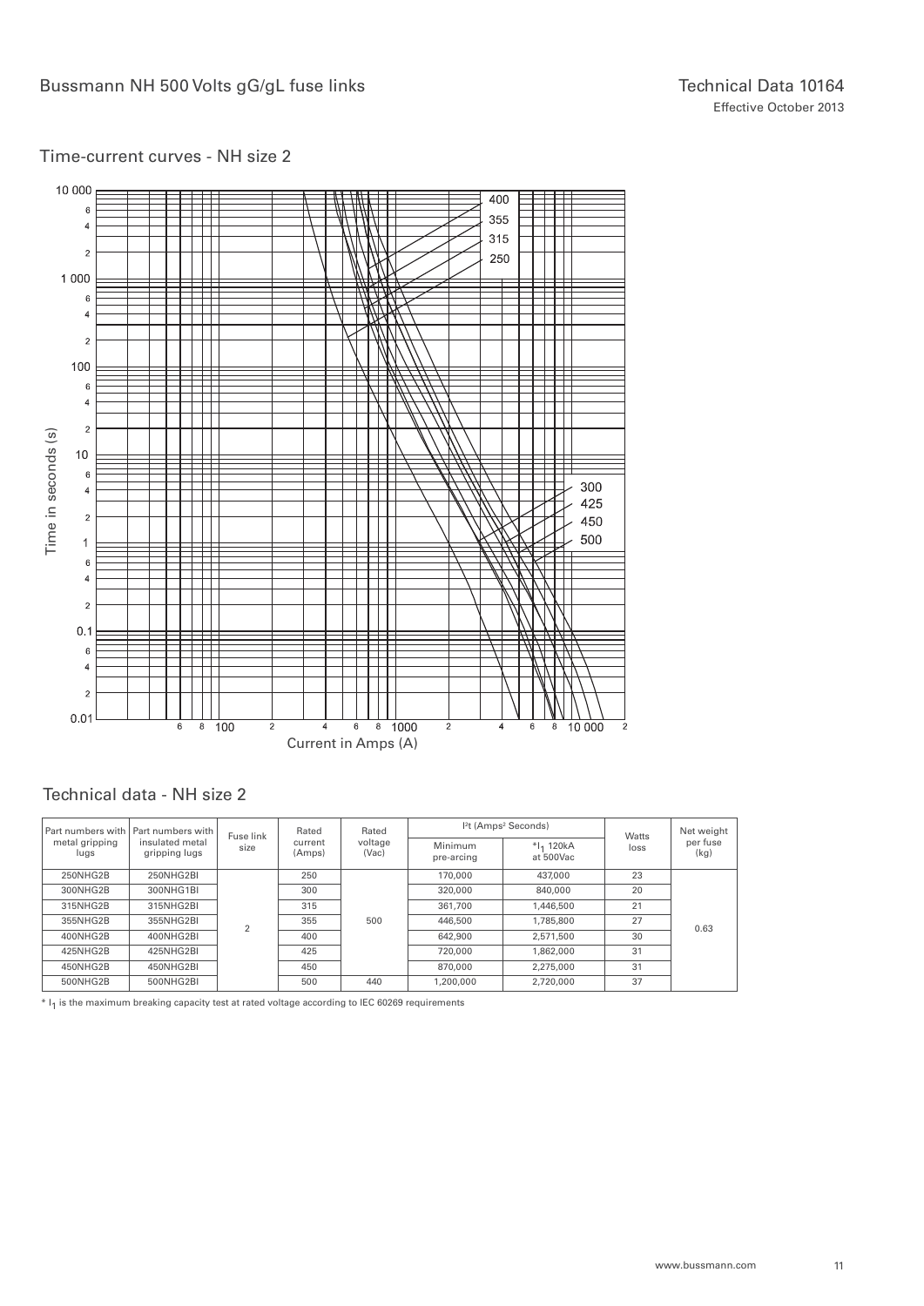## Time-current curves - NH size 2

10 000
6
4
2
1 000
6
4
2
100
6
4
2
10
6
4
2
1
6
4
2
0.1
6
4
2
0.01

Time in seconds (s)

6 8 100 2 4 6 8 1000 2 4 6 8 10 000 2

Current in Amps (A)

400
355
315
250

300
425
450
500

## Technical data - NH size 2

| Part numbers with metal gripping lugs | Part numbers with insulated metal gripping lugs | Fuse link size | Rated current (Amps) | Rated voltage (Vac) | $I^2t$ (Amps² Seconds) | | Watts loss | Net weight per fuse (kg) |
|---|---|---|---|---|---|---|---|---|
| | | | | | Minimum pre-arcing | *$I_1$ 120kA at 500Vac | | |
| 250NHG2B | 250NHG2BI | 2 | 250 | 500 | 170,000 | 437,000 | 23 | 0.63 |
| 300NHG2B | 300NHG1BI | | 300 | | 320,000 | 840,000 | 20 | |
| 315NHG2B | 315NHG2BI | | 315 | | 361,700 | 1,446,500 | 21 | |
| 355NHG2B | 355NHG2BI | | 355 | | 446,500 | 1,785,800 | 27 | |
| 400NHG2B | 400NHG2BI | | 400 | | 642,900 | 2,571,500 | 30 | |
| 425NHG2B | 425NHG2BI | | 425 | | 720,000 | 1,862,000 | 31 | |
| 450NHG2B | 450NHG2BI | | 450 | | 870,000 | 2,275,000 | 31 | |
| 500NHG2B | 500NHG2BI | | 500 | 440 | 1,200,000 | 2,720,000 | 37 | |

* $I_1$ is the maximum breaking capacity test at rated voltage according to IEC 60269 requirements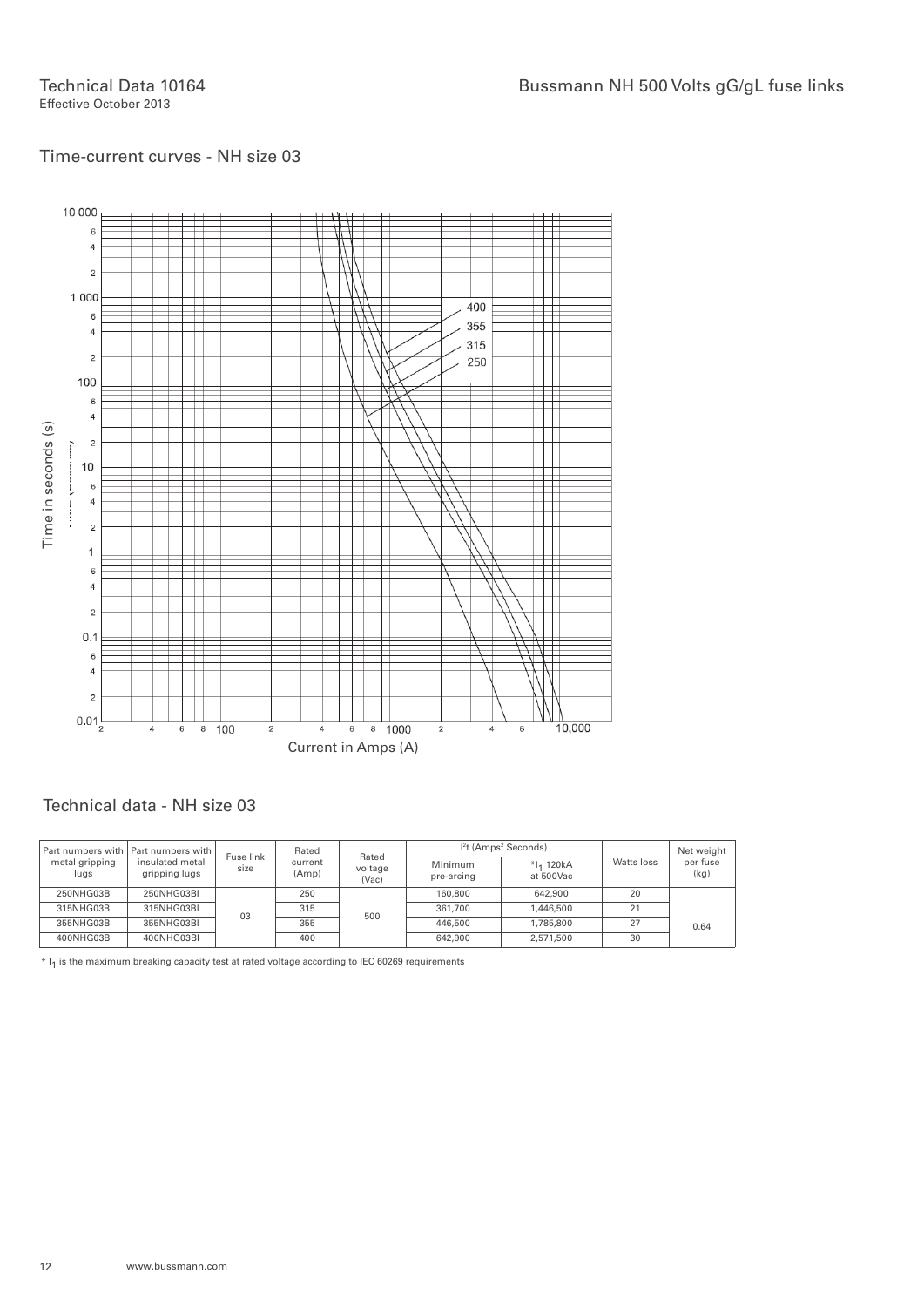## Time-current curves - NH size 03

10 000
6
4
2
1 000
6
4
2
100
6
4
2
10
6
4
2
1
6
4
2
0.1
6
4
2
0.01

Time in seconds (s)

2 4 6 8 100 2 4 6 8 1000 2 4 6 10,000

Current in Amps (A)

400
355
315
250

## Technical data - NH size 03

| Part numbers with metal gripping lugs | Part numbers with insulated metal gripping lugs | Fuse link size | Rated current (Amp) | Rated voltage (Vac) | $I^2t$ (Amps$^2$ Seconds) | | Watts loss | Net weight per fuse (kg) |
|---|---|---|---|---|---|---|---|---|
| | | | | | Minimum pre-arcing | *$I_1$ 120kA at 500Vac | | |
| 250NHG03B | 250NHG03BI | 03 | 250 | 500 | 160,800 | 642,900 | 20 | 0.64 |
| 315NHG03B | 315NHG03BI | | 315 | | 361,700 | 1,446,500 | 21 | |
| 355NHG03B | 355NHG03BI | | 355 | | 446,500 | 1,785,800 | 27 | |
| 400NHG03B | 400NHG03BI | | 400 | | 642,900 | 2,571,500 | 30 | |

* $I_1$ is the maximum breaking capacity test at rated voltage according to IEC 60269 requirements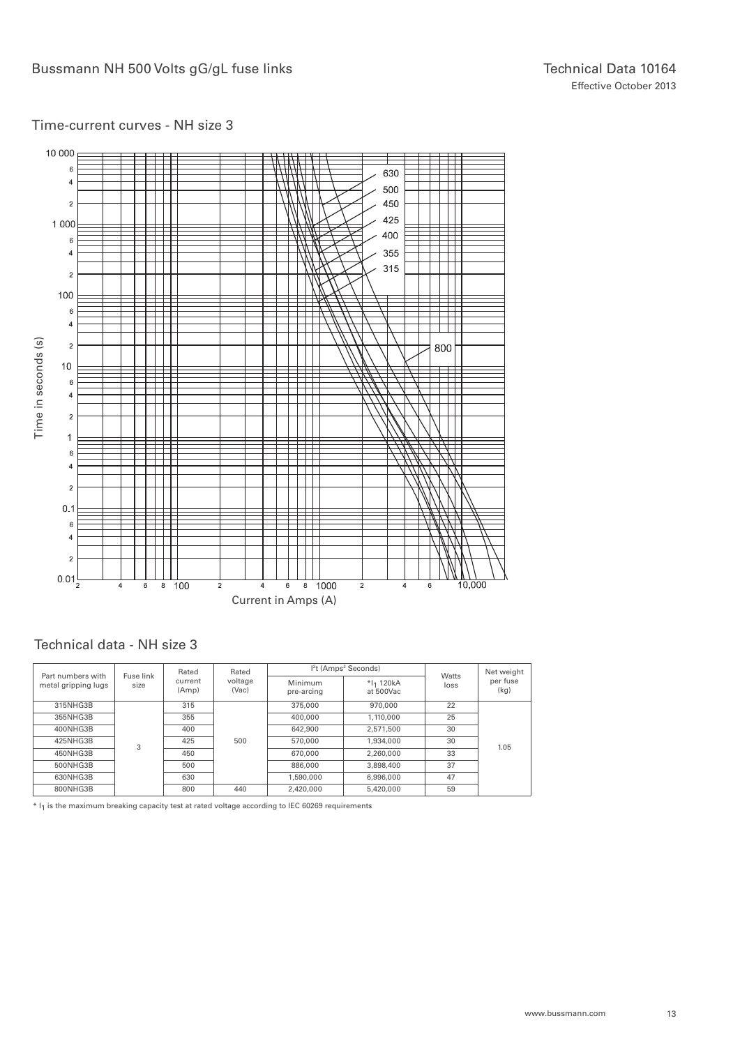Bussmann NH 500 Volts gG/gL fuse links

Technical Data 10164
Effective October 2013

## Time-current curves - NH size 3

Time in seconds (s)

10 000
6
4
2
1 000
6
4
2
100
6
4
2
10
6
4
2
1
6
4
2
0.1
6
4
2
0.01

2 4 6 8 100 2 4 6 8 1000 2 4 6 10,000

Current in Amps (A)

630
500
450
425
400
355
315
800

## Technical data - NH size 3

| Part numbers with metal gripping lugs | Fuse link size | Rated current (Amp) | Rated voltage (Vac) | $I^2t$ (Amps² Seconds) | | Watts loss | Net weight per fuse (kg) |
|---|---|---|---|---|---|---|---|
| | | | | Minimum pre-arcing | *$I_1$ 120kA at 500Vac | | |
| 315NHG3B | 3 | 315 | 500 | 375,000 | 970,000 | 22 | 1.05 |
| 355NHG3B | | 355 | | 400,000 | 1,110,000 | 25 | |
| 400NHG3B | | 400 | | 642,900 | 2,571,500 | 30 | |
| 425NHG3B | | 425 | | 570,000 | 1,934,000 | 30 | |
| 450NHG3B | | 450 | | 670,000 | 2,260,000 | 33 | |
| 500NHG3B | | 500 | | 886,000 | 3,898,400 | 37 | |
| 630NHG3B | | 630 | | 1,590,000 | 6,996,000 | 47 | |
| 800NHG3B | | 800 | 440 | 2,420,000 | 5,420,000 | 59 | |

* $I_1$ is the maximum breaking capacity test at rated voltage according to IEC 60269 requirements

www.bussmann.com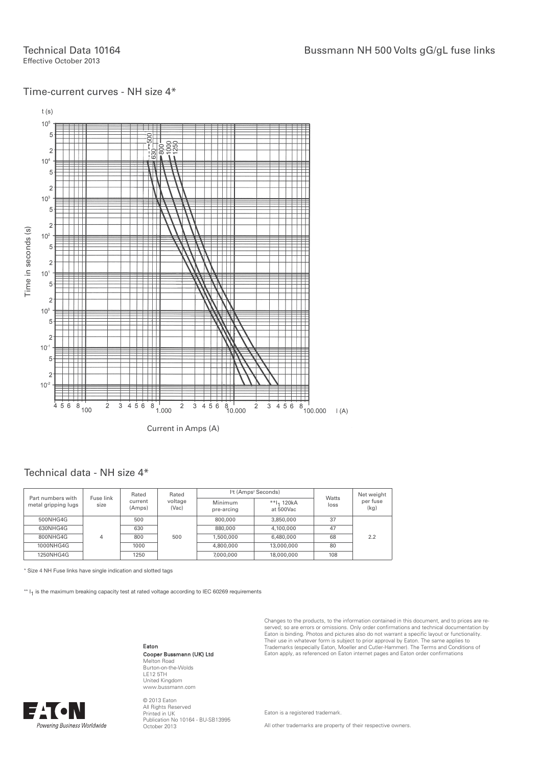## Time-current curves - NH size 4*

t (s)

Time in seconds (s)

$10^5$, 5, 2, $10^4$, 5, 2, $10^3$, 5, 2, $10^2$, 5, 2, $10^1$, 5, 2, $10^0$, 5, 2, $10^{-1}$, 5, 2, $10^{-2}$

500, 630, 800, 1000, 1250

4 5 6 8 100 2 3 4 5 6 8 1.000 2 3 4 5 6 8 10.000 2 3 4 5 6 8 100.000 I (A)

Current in Amps (A)

## Technical data - NH size 4*

| Part numbers with metal gripping lugs | Fuse link size | Rated current (Amps) | Rated voltage (Vac) | $I^2t$ (Amps² Seconds) | | Watts loss | Net weight per fuse (kg) |
|---|---|---|---|---|---|---|---|
| | | | | Minimum pre-arcing | **$I_1$ 120kA at 500Vac | | |
| 500NHG4G | 4 | 500 | 500 | 800,000 | 3,850,000 | 37 | 2.2 |
| 630NHG4G | | 630 | | 880,000 | 4,100,000 | 47 | |
| 800NHG4G | | 800 | | 1,500,000 | 6,480,000 | 68 | |
| 1000NHG4G | | 1000 | | 4,800,000 | 13,000,000 | 80 | |
| 1250NHG4G | | 1250 | | 7,000,000 | 18,000,000 | 108 | |

* Size 4 NH Fuse links have single indication and slotted tags

** $I_1$ is the maximum breaking capacity test at rated voltage according to IEC 60269 requirements

**Eaton**
**Cooper Bussmann (UK) Ltd**
Melton Road
Burton-on-the-Wolds
LE12 5TH
United Kingdom
www.bussmann.com

© 2013 Eaton
All Rights Reserved
Printed in UK
Publication No 10164 - BU-SB13995
October 2013

Changes to the products, to the information contained in this document, and to prices are reserved; so are errors or omissions. Only order confirmations and technical documentation by Eaton is binding. Photos and pictures also do not warrant a specific layout or functionality. Their use in whatever form is subject to prior approval by Eaton. The same applies to Trademarks (especially Eaton, Moeller and Cutler-Hammer). The Terms and Conditions of Eaton apply, as referenced on Eaton internet pages and Eaton order confirmations

Eaton is a registered trademark.

All other trademarks are property of their respective owners.

EATON Powering Business Worldwide